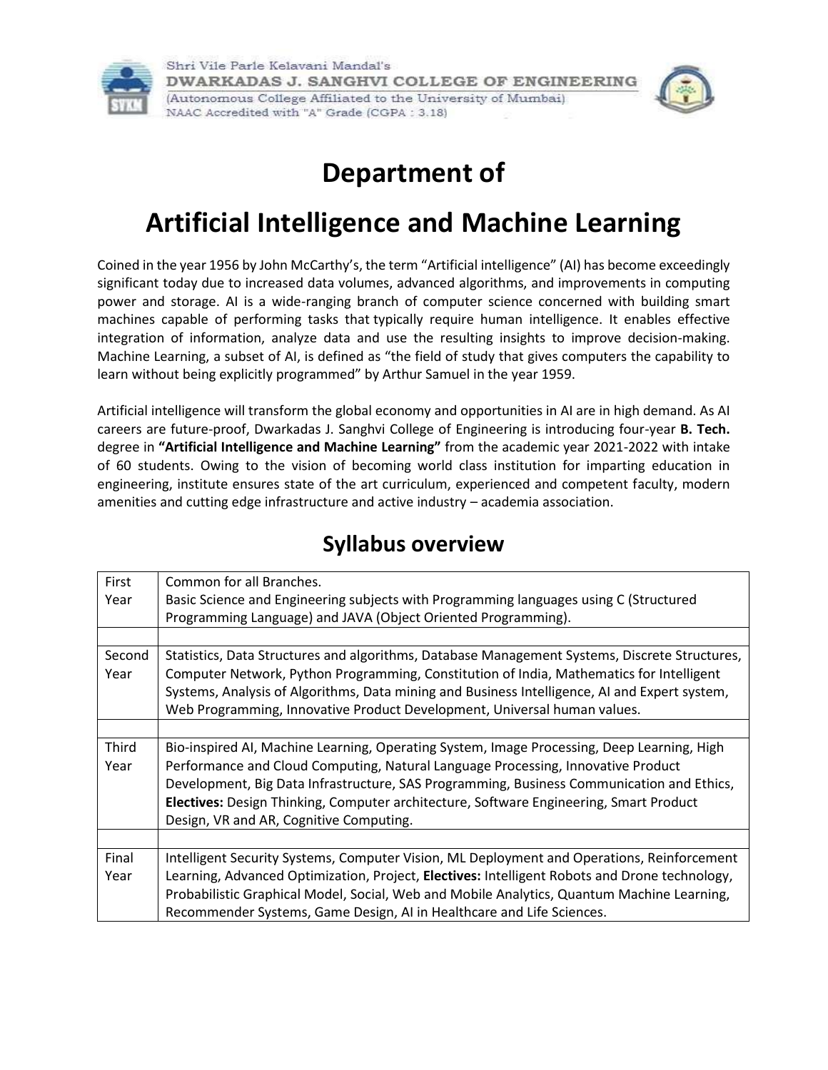Shri Vile Parle Kelavani Mandal's
**DWARKADAS J. SANGHVI COLLEGE OF ENGINEERING**
(Autonomous College Affiliated to the University of Mumbai)
NAAC Accredited with "A" Grade (CGPA : 3.18)

# Department of

# Artificial Intelligence and Machine Learning

Coined in the year 1956 by John McCarthy's, the term "Artificial intelligence" (AI) has become exceedingly significant today due to increased data volumes, advanced algorithms, and improvements in computing power and storage. AI is a wide-ranging branch of computer science concerned with building smart machines capable of performing tasks that typically require human intelligence. It enables effective integration of information, analyze data and use the resulting insights to improve decision-making. Machine Learning, a subset of AI, is defined as "the field of study that gives computers the capability to learn without being explicitly programmed" by Arthur Samuel in the year 1959.

Artificial intelligence will transform the global economy and opportunities in AI are in high demand. As AI careers are future-proof, Dwarkadas J. Sanghvi College of Engineering is introducing four-year **B. Tech.** degree in **"Artificial Intelligence and Machine Learning"** from the academic year 2021-2022 with intake of 60 students. Owing to the vision of becoming world class institution for imparting education in engineering, institute ensures state of the art curriculum, experienced and competent faculty, modern amenities and cutting edge infrastructure and active industry – academia association.

## Syllabus overview

| | |
|---|---|
| First Year | Common for all Branches. Basic Science and Engineering subjects with Programming languages using C (Structured Programming Language) and JAVA (Object Oriented Programming). |
| | |
| Second Year | Statistics, Data Structures and algorithms, Database Management Systems, Discrete Structures, Computer Network, Python Programming, Constitution of India, Mathematics for Intelligent Systems, Analysis of Algorithms, Data mining and Business Intelligence, AI and Expert system, Web Programming, Innovative Product Development, Universal human values. |
| | |
| Third Year | Bio-inspired AI, Machine Learning, Operating System, Image Processing, Deep Learning, High Performance and Cloud Computing, Natural Language Processing, Innovative Product Development, Big Data Infrastructure, SAS Programming, Business Communication and Ethics, **Electives:** Design Thinking, Computer architecture, Software Engineering, Smart Product Design, VR and AR, Cognitive Computing. |
| | |
| Final Year | Intelligent Security Systems, Computer Vision, ML Deployment and Operations, Reinforcement Learning, Advanced Optimization, Project, **Electives:** Intelligent Robots and Drone technology, Probabilistic Graphical Model, Social, Web and Mobile Analytics, Quantum Machine Learning, Recommender Systems, Game Design, AI in Healthcare and Life Sciences. |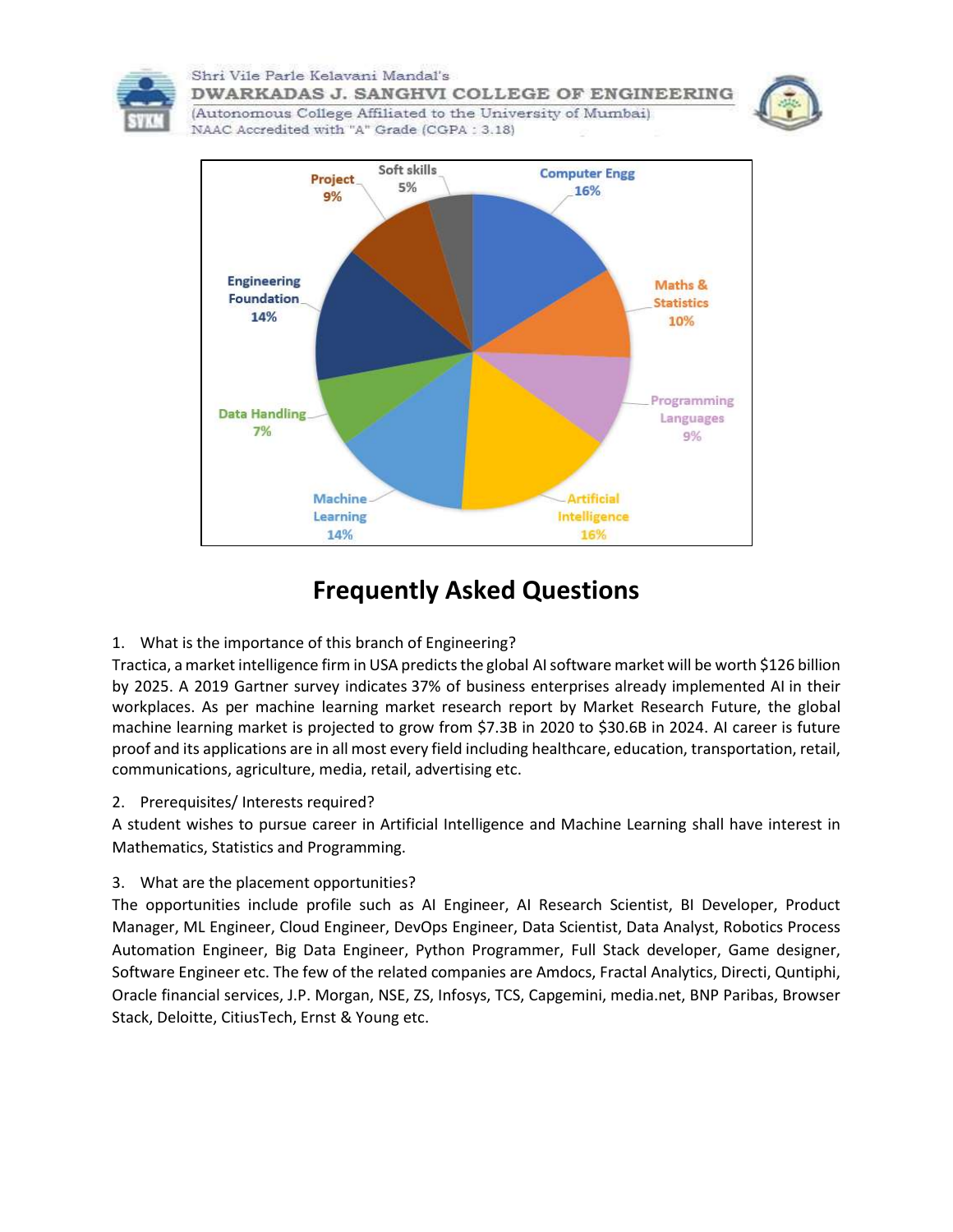Project 9%

Soft skills 5%

Computer Engg 16%

Maths & Statistics 10%

Programming Languages 9%

Artificial Intelligence 16%

Machine Learning 14%

Data Handling 7%

Engineering Foundation 14%

# Frequently Asked Questions

1. What is the importance of this branch of Engineering?

Tractica, a market intelligence firm in USA predicts the global AI software market will be worth $126 billion by 2025. A 2019 Gartner survey indicates 37% of business enterprises already implemented AI in their workplaces. As per machine learning market research report by Market Research Future, the global machine learning market is projected to grow from $7.3B in 2020 to $30.6B in 2024. AI career is future proof and its applications are in all most every field including healthcare, education, transportation, retail, communications, agriculture, media, retail, advertising etc.

2. Prerequisites/ Interests required?

A student wishes to pursue career in Artificial Intelligence and Machine Learning shall have interest in Mathematics, Statistics and Programming.

3. What are the placement opportunities?

The opportunities include profile such as AI Engineer, AI Research Scientist, BI Developer, Product Manager, ML Engineer, Cloud Engineer, DevOps Engineer, Data Scientist, Data Analyst, Robotics Process Automation Engineer, Big Data Engineer, Python Programmer, Full Stack developer, Game designer, Software Engineer etc. The few of the related companies are Amdocs, Fractal Analytics, Directi, Quntiphi, Oracle financial services, J.P. Morgan, NSE, ZS, Infosys, TCS, Capgemini, media.net, BNP Paribas, Browser Stack, Deloitte, CitiusTech, Ernst & Young etc.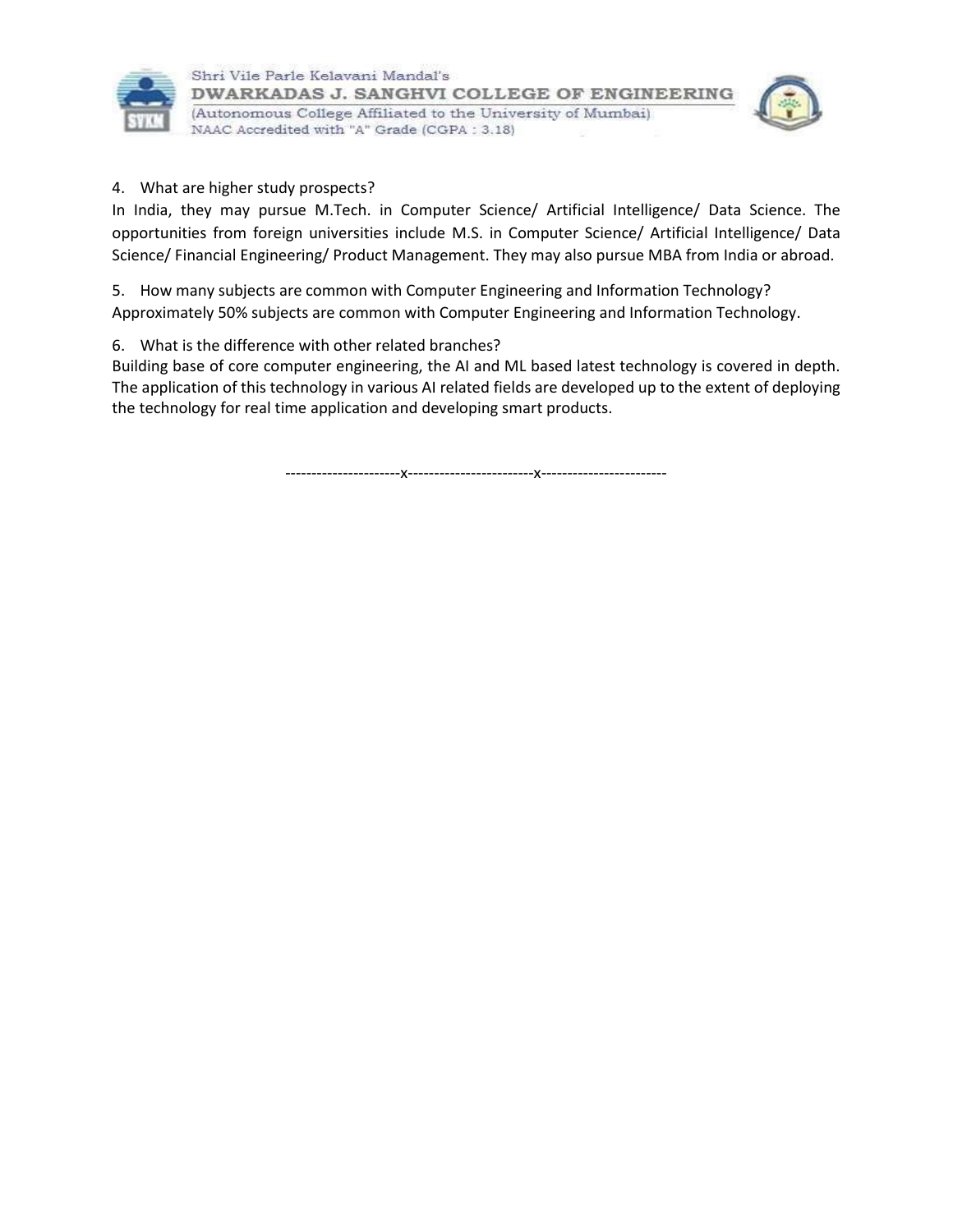4. What are higher study prospects?

In India, they may pursue M.Tech. in Computer Science/ Artificial Intelligence/ Data Science. The opportunities from foreign universities include M.S. in Computer Science/ Artificial Intelligence/ Data Science/ Financial Engineering/ Product Management. They may also pursue MBA from India or abroad.

5. How many subjects are common with Computer Engineering and Information Technology?

Approximately 50% subjects are common with Computer Engineering and Information Technology.

6. What is the difference with other related branches?

Building base of core computer engineering, the AI and ML based latest technology is covered in depth. The application of this technology in various AI related fields are developed up to the extent of deploying the technology for real time application and developing smart products.

----------------------x------------------------x------------------------